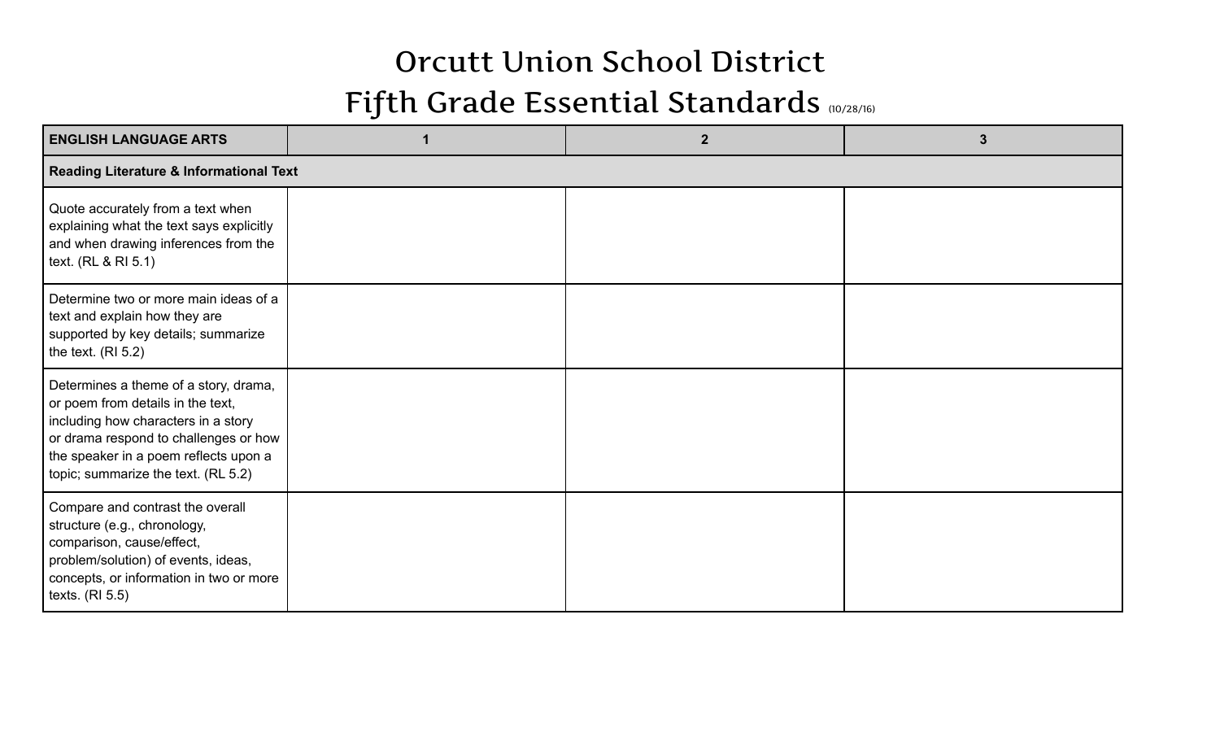# Orcutt Union School District

## Fifth Grade Essential Standards (10/28/16)

| ENGLISH LANGUAGE ARTS | 1 | 2 | 3 |
|---|---|---|---|
| **Reading Literature & Informational Text** | | | |
| Quote accurately from a text when explaining what the text says explicitly and when drawing inferences from the text. (RL & RI 5.1) | | | |
| Determine two or more main ideas of a text and explain how they are supported by key details; summarize the text. (RI 5.2) | | | |
| Determines a theme of a story, drama, or poem from details in the text, including how characters in a story or drama respond to challenges or how the speaker in a poem reflects upon a topic; summarize the text. (RL 5.2) | | | |
| Compare and contrast the overall structure (e.g., chronology, comparison, cause/effect, problem/solution) of events, ideas, concepts, or information in two or more texts. (RI 5.5) | | | |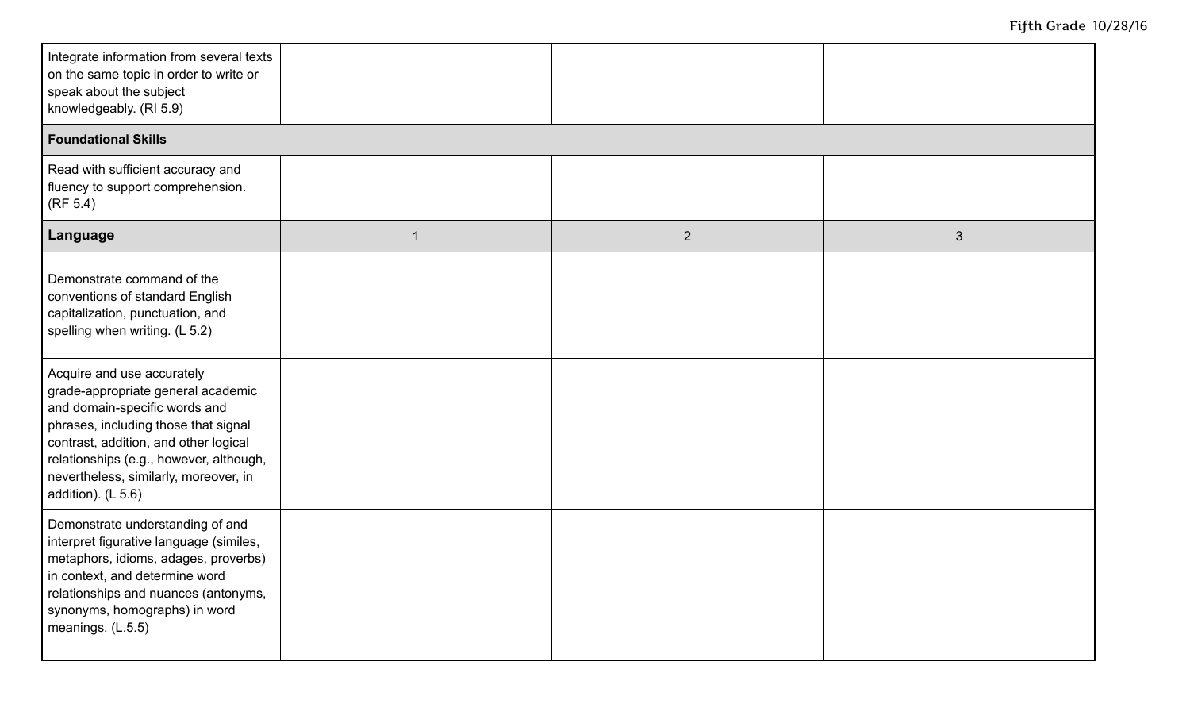| | | | |
|---|---|---|---|
| Integrate information from several texts on the same topic in order to write or speak about the subject knowledgeably. (RI 5.9) | | | |
| **Foundational Skills** | | | |
| Read with sufficient accuracy and fluency to support comprehension. (RF 5.4) | | | |
| **Language** | 1 | 2 | 3 |
| Demonstrate command of the conventions of standard English capitalization, punctuation, and spelling when writing. (L 5.2) | | | |
| Acquire and use accurately grade-appropriate general academic and domain-specific words and phrases, including those that signal contrast, addition, and other logical relationships (e.g., however, although, nevertheless, similarly, moreover, in addition). (L 5.6) | | | |
| Demonstrate understanding of and interpret figurative language (similes, metaphors, idioms, adages, proverbs) in context, and determine word relationships and nuances (antonyms, synonyms, homographs) in word meanings. (L.5.5) | | | |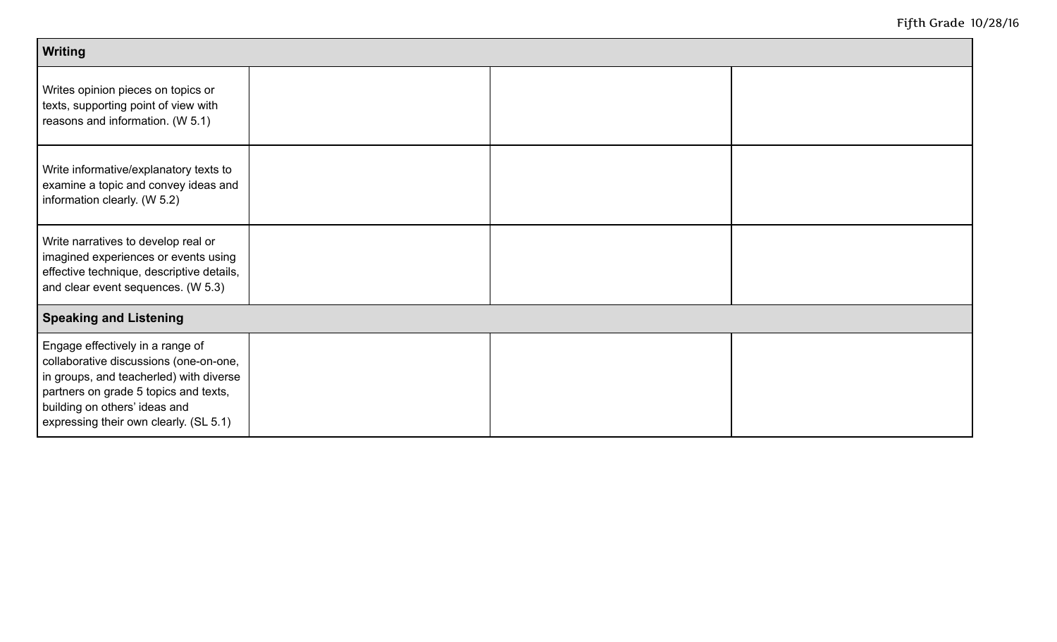| | | | |
|---|---|---|---|
| **Writing** | | | |
| Writes opinion pieces on topics or texts, supporting point of view with reasons and information. (W 5.1) | | | |
| Write informative/explanatory texts to examine a topic and convey ideas and information clearly. (W 5.2) | | | |
| Write narratives to develop real or imagined experiences or events using effective technique, descriptive details, and clear event sequences. (W 5.3) | | | |
| **Speaking and Listening** | | | |
| Engage effectively in a range of collaborative discussions (one-on-one, in groups, and teacherled) with diverse partners on grade 5 topics and texts, building on others' ideas and expressing their own clearly. (SL 5.1) | | | |